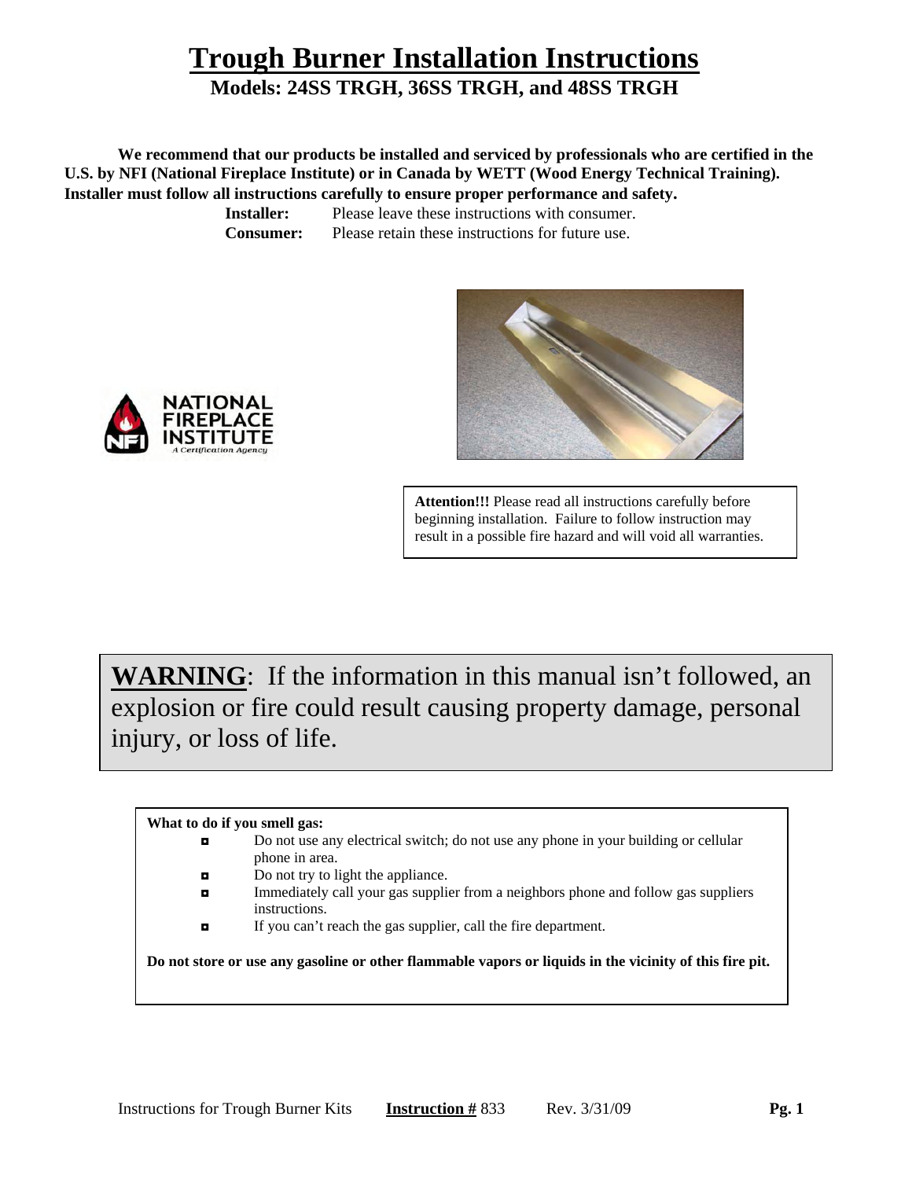# Trough Burner Installation Instructions

## Models: 24SS TRGH, 36SS TRGH, and 48SS TRGH

**We recommend that our products be installed and serviced by professionals who are certified in the U.S. by NFI (National Fireplace Institute) or in Canada by WETT (Wood Energy Technical Training). Installer must follow all instructions carefully to ensure proper performance and safety.**

**Installer:** Please leave these instructions with consumer.
**Consumer:** Please retain these instructions for future use.

**Attention!!!** Please read all instructions carefully before beginning installation. Failure to follow instruction may result in a possible fire hazard and will void all warranties.

**WARNING**: If the information in this manual isn't followed, an explosion or fire could result causing property damage, personal injury, or loss of life.

**What to do if you smell gas:**

- Do not use any electrical switch; do not use any phone in your building or cellular phone in area.
- Do not try to light the appliance.
- Immediately call your gas supplier from a neighbors phone and follow gas suppliers instructions.
- If you can't reach the gas supplier, call the fire department.

**Do not store or use any gasoline or other flammable vapors or liquids in the vicinity of this fire pit.**

Instructions for Trough Burner Kits **Instruction #** 833 Rev. 3/31/09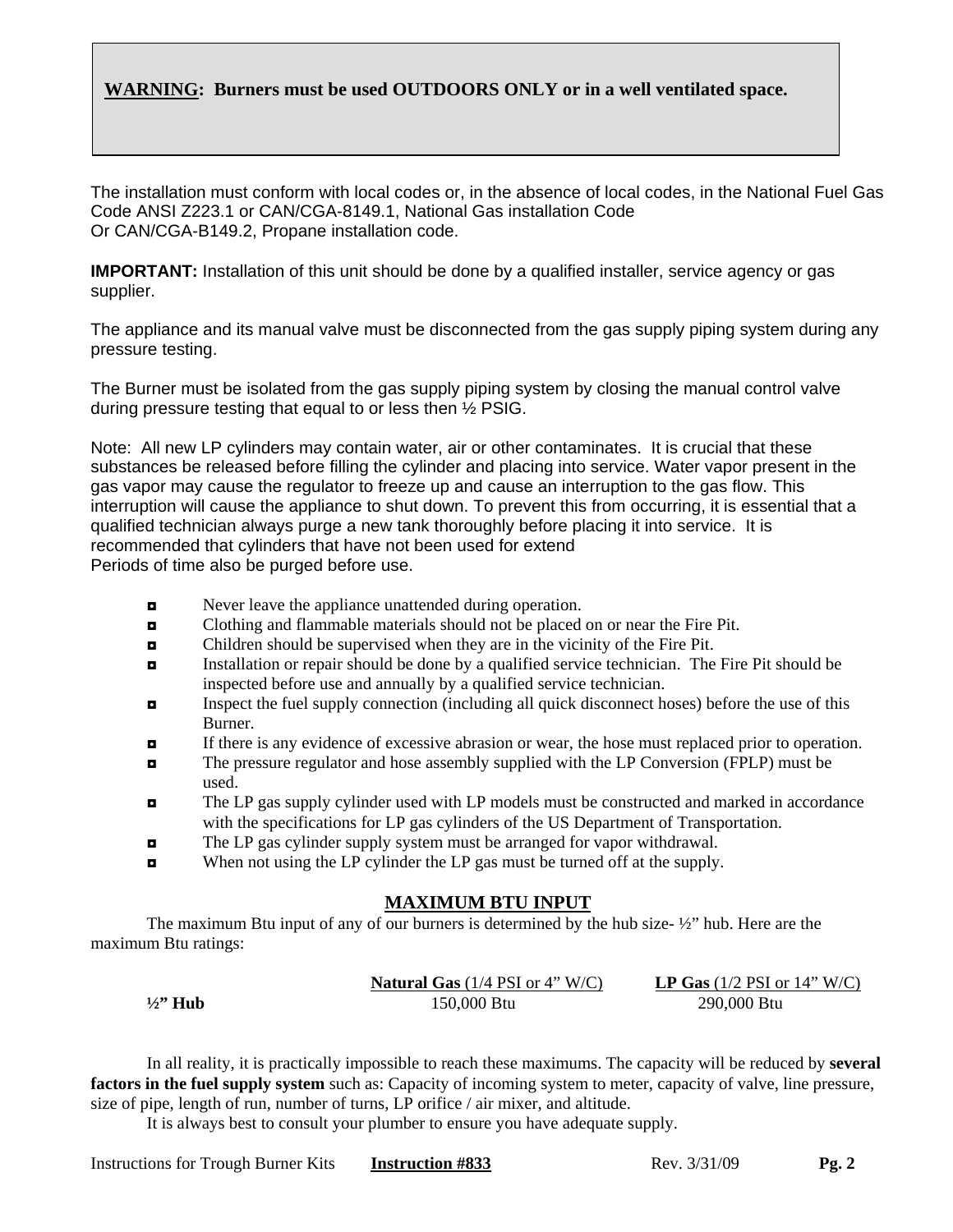**WARNING: Burners must be used OUTDOORS ONLY or in a well ventilated space.**

The installation must conform with local codes or, in the absence of local codes, in the National Fuel Gas Code ANSI Z223.1 or CAN/CGA-8149.1, National Gas installation Code Or CAN/CGA-B149.2, Propane installation code.

**IMPORTANT:** Installation of this unit should be done by a qualified installer, service agency or gas supplier.

The appliance and its manual valve must be disconnected from the gas supply piping system during any pressure testing.

The Burner must be isolated from the gas supply piping system by closing the manual control valve during pressure testing that equal to or less then ½ PSIG.

Note: All new LP cylinders may contain water, air or other contaminates. It is crucial that these substances be released before filling the cylinder and placing into service. Water vapor present in the gas vapor may cause the regulator to freeze up and cause an interruption to the gas flow. This interruption will cause the appliance to shut down. To prevent this from occurring, it is essential that a qualified technician always purge a new tank thoroughly before placing it into service. It is recommended that cylinders that have not been used for extend Periods of time also be purged before use.

- Never leave the appliance unattended during operation.
- Clothing and flammable materials should not be placed on or near the Fire Pit.
- Children should be supervised when they are in the vicinity of the Fire Pit.
- Installation or repair should be done by a qualified service technician. The Fire Pit should be inspected before use and annually by a qualified service technician.
- Inspect the fuel supply connection (including all quick disconnect hoses) before the use of this Burner.
- If there is any evidence of excessive abrasion or wear, the hose must replaced prior to operation.
- The pressure regulator and hose assembly supplied with the LP Conversion (FPLP) must be used.
- The LP gas supply cylinder used with LP models must be constructed and marked in accordance with the specifications for LP gas cylinders of the US Department of Transportation.
- The LP gas cylinder supply system must be arranged for vapor withdrawal.
- When not using the LP cylinder the LP gas must be turned off at the supply.

## MAXIMUM BTU INPUT

The maximum Btu input of any of our burners is determined by the hub size- ½" hub. Here are the maximum Btu ratings:

| | **Natural Gas** (1/4 PSI or 4" W/C) | **LP Gas** (1/2 PSI or 14" W/C) |
|---|---|---|
| **½" Hub** | 150,000 Btu | 290,000 Btu |

In all reality, it is practically impossible to reach these maximums. The capacity will be reduced by **several factors in the fuel supply system** such as: Capacity of incoming system to meter, capacity of valve, line pressure, size of pipe, length of run, number of turns, LP orifice / air mixer, and altitude.

It is always best to consult your plumber to ensure you have adequate supply.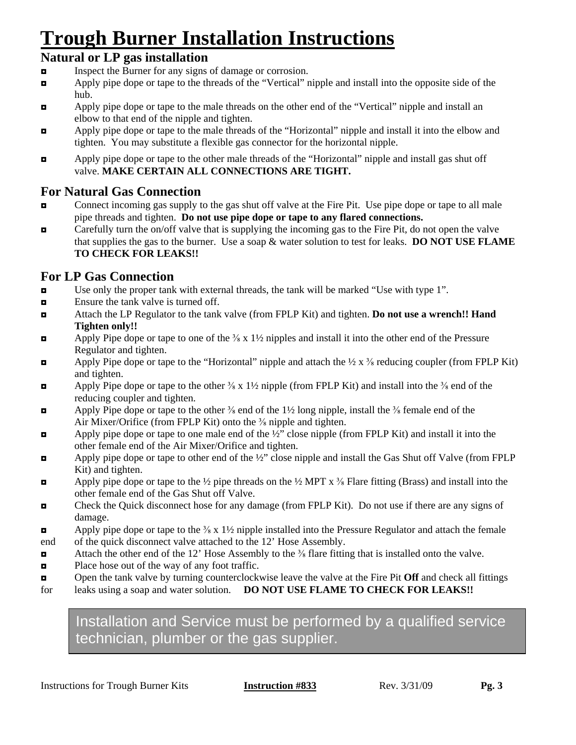# Trough Burner Installation Instructions

## Natural or LP gas installation

- Inspect the Burner for any signs of damage or corrosion.
- Apply pipe dope or tape to the threads of the "Vertical" nipple and install into the opposite side of the hub.
- Apply pipe dope or tape to the male threads on the other end of the "Vertical" nipple and install an elbow to that end of the nipple and tighten.
- Apply pipe dope or tape to the male threads of the "Horizontal" nipple and install it into the elbow and tighten. You may substitute a flexible gas connector for the horizontal nipple.
- Apply pipe dope or tape to the other male threads of the "Horizontal" nipple and install gas shut off valve. **MAKE CERTAIN ALL CONNECTIONS ARE TIGHT.**

## For Natural Gas Connection

- Connect incoming gas supply to the gas shut off valve at the Fire Pit. Use pipe dope or tape to all male pipe threads and tighten. **Do not use pipe dope or tape to any flared connections.**
- Carefully turn the on/off valve that is supplying the incoming gas to the Fire Pit, do not open the valve that supplies the gas to the burner. Use a soap & water solution to test for leaks. **DO NOT USE FLAME TO CHECK FOR LEAKS!!**

## For LP Gas Connection

- Use only the proper tank with external threads, the tank will be marked "Use with type 1".
- Ensure the tank valve is turned off.
- Attach the LP Regulator to the tank valve (from FPLP Kit) and tighten. **Do not use a wrench!! Hand Tighten only!!**
- Apply Pipe dope or tape to one of the ⅜ x 1½ nipples and install it into the other end of the Pressure Regulator and tighten.
- Apply Pipe dope or tape to the "Horizontal" nipple and attach the ½ x ⅜ reducing coupler (from FPLP Kit) and tighten.
- Apply Pipe dope or tape to the other ⅜ x 1½ nipple (from FPLP Kit) and install into the ⅜ end of the reducing coupler and tighten.
- Apply Pipe dope or tape to the other ⅜ end of the 1½ long nipple, install the ⅜ female end of the Air Mixer/Orifice (from FPLP Kit) onto the ⅜ nipple and tighten.
- Apply pipe dope or tape to one male end of the ½" close nipple (from FPLP Kit) and install it into the other female end of the Air Mixer/Orifice and tighten.
- Apply pipe dope or tape to other end of the ½" close nipple and install the Gas Shut off Valve (from FPLP Kit) and tighten.
- Apply pipe dope or tape to the ½ pipe threads on the ½ MPT x ⅜ Flare fitting (Brass) and install into the other female end of the Gas Shut off Valve.
- Check the Quick disconnect hose for any damage (from FPLP Kit). Do not use if there are any signs of damage.
- Apply pipe dope or tape to the ⅜ x 1½ nipple installed into the Pressure Regulator and attach the female end of the quick disconnect valve attached to the 12' Hose Assembly.
- Attach the other end of the 12' Hose Assembly to the ⅜ flare fitting that is installed onto the valve.
- Place hose out of the way of any foot traffic.
- Open the tank valve by turning counterclockwise leave the valve at the Fire Pit **Off** and check all fittings for leaks using a soap and water solution. **DO NOT USE FLAME TO CHECK FOR LEAKS!!**

Installation and Service must be performed by a qualified service technician, plumber or the gas supplier.